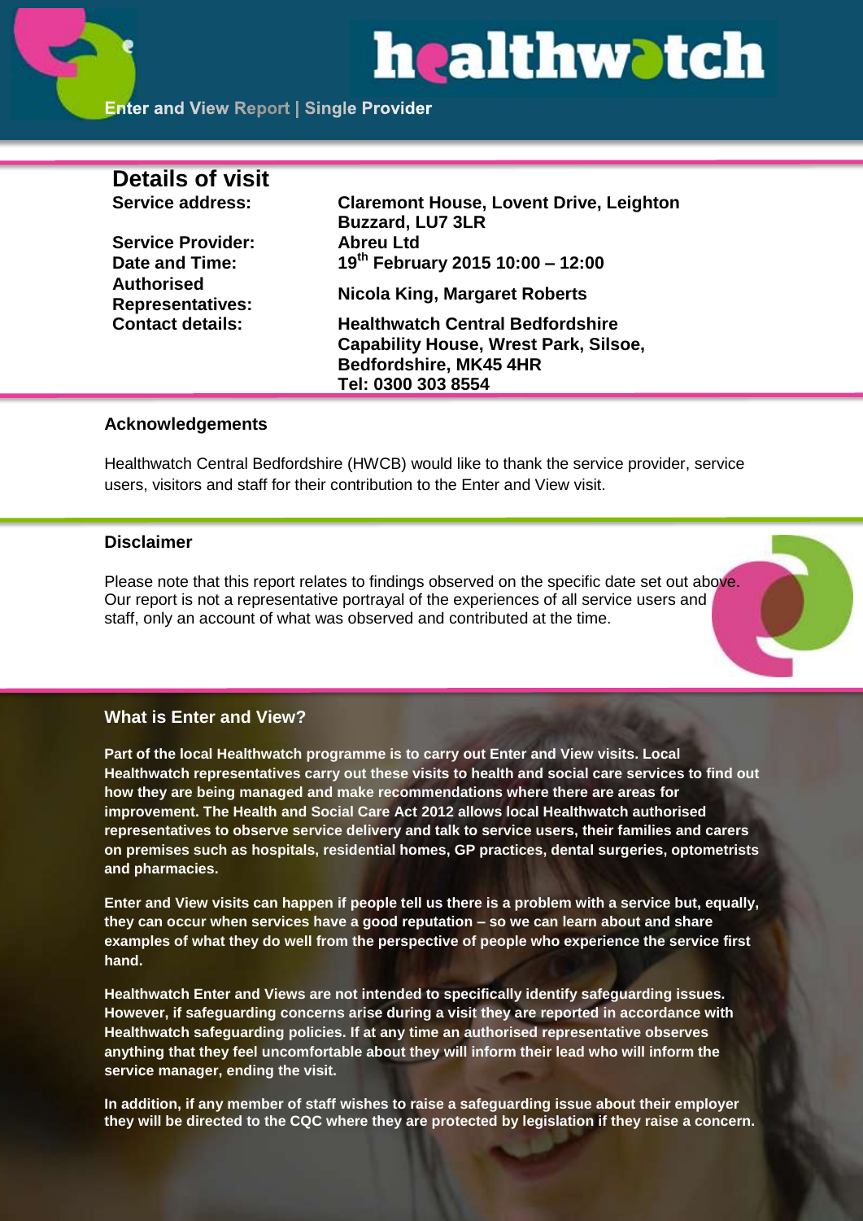# healthwatch

**Enter and View Report | Single Provider**

## Details of visit

| | |
|---|---|
| **Service address:** | **Claremont House, Lovent Drive, Leighton Buzzard, LU7 3LR** |
| **Service Provider:** | **Abreu Ltd** |
| **Date and Time:** | **19th February 2015 10:00 – 12:00** |
| **Authorised Representatives:** | **Nicola King, Margaret Roberts** |
| **Contact details:** | **Healthwatch Central Bedfordshire Capability House, Wrest Park, Silsoe, Bedfordshire, MK45 4HR Tel: 0300 303 8554** |

### Acknowledgements

Healthwatch Central Bedfordshire (HWCB) would like to thank the service provider, service users, visitors and staff for their contribution to the Enter and View visit.

### Disclaimer

Please note that this report relates to findings observed on the specific date set out above. Our report is not a representative portrayal of the experiences of all service users and staff, only an account of what was observed and contributed at the time.

### What is Enter and View?

**Part of the local Healthwatch programme is to carry out Enter and View visits. Local Healthwatch representatives carry out these visits to health and social care services to find out how they are being managed and make recommendations where there are areas for improvement. The Health and Social Care Act 2012 allows local Healthwatch authorised representatives to observe service delivery and talk to service users, their families and carers on premises such as hospitals, residential homes, GP practices, dental surgeries, optometrists and pharmacies.**

**Enter and View visits can happen if people tell us there is a problem with a service but, equally, they can occur when services have a good reputation – so we can learn about and share examples of what they do well from the perspective of people who experience the service first hand.**

**Healthwatch Enter and Views are not intended to specifically identify safeguarding issues. However, if safeguarding concerns arise during a visit they are reported in accordance with Healthwatch safeguarding policies. If at any time an authorised representative observes anything that they feel uncomfortable about they will inform their lead who will inform the service manager, ending the visit.**

**In addition, if any member of staff wishes to raise a safeguarding issue about their employer they will be directed to the CQC where they are protected by legislation if they raise a concern.**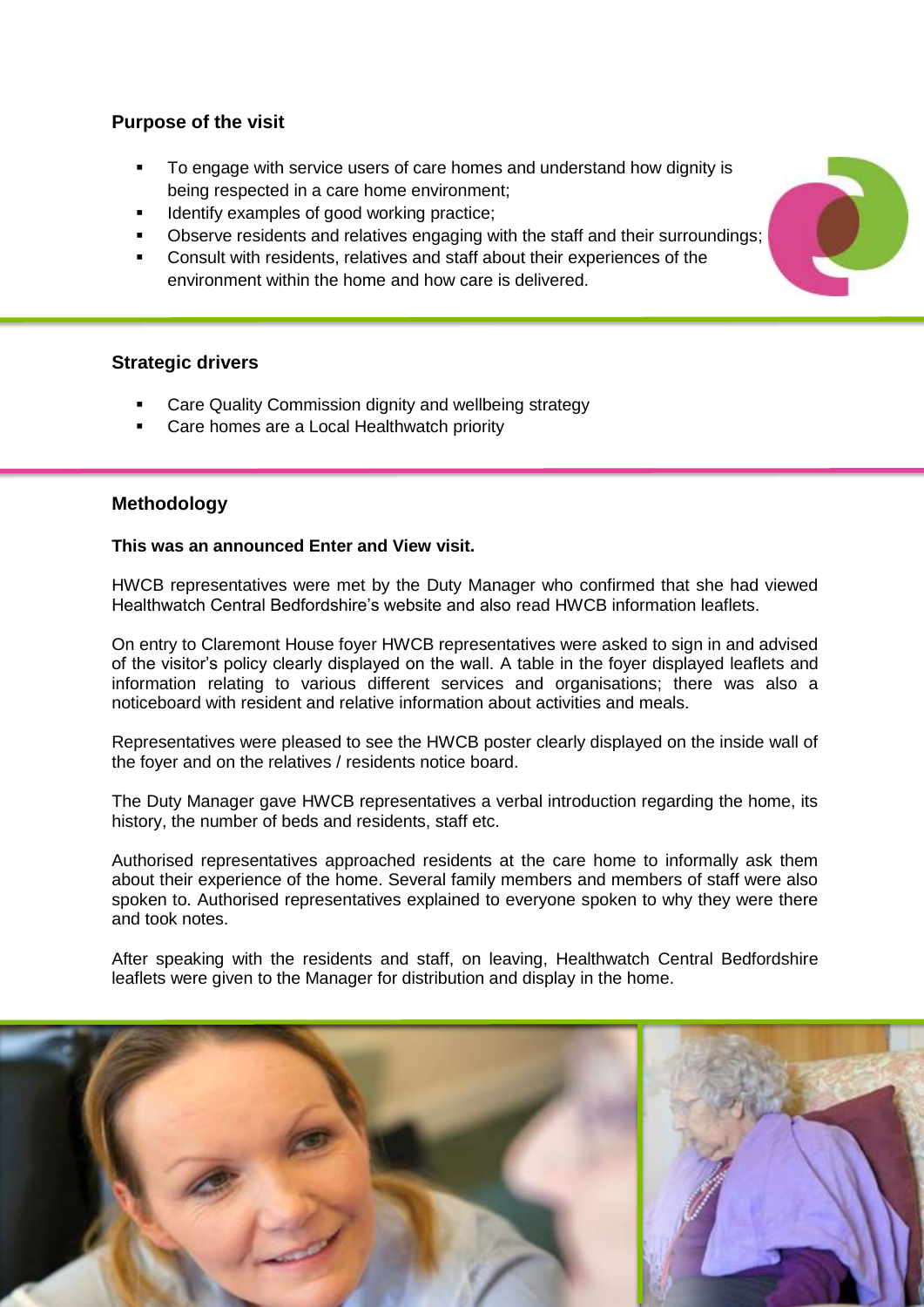## Purpose of the visit

- To engage with service users of care homes and understand how dignity is being respected in a care home environment;
- Identify examples of good working practice;
- Observe residents and relatives engaging with the staff and their surroundings;
- Consult with residents, relatives and staff about their experiences of the environment within the home and how care is delivered.

## Strategic drivers

- Care Quality Commission dignity and wellbeing strategy
- Care homes are a Local Healthwatch priority

## Methodology

**This was an announced Enter and View visit.**

HWCB representatives were met by the Duty Manager who confirmed that she had viewed Healthwatch Central Bedfordshire's website and also read HWCB information leaflets.

On entry to Claremont House foyer HWCB representatives were asked to sign in and advised of the visitor's policy clearly displayed on the wall. A table in the foyer displayed leaflets and information relating to various different services and organisations; there was also a noticeboard with resident and relative information about activities and meals.

Representatives were pleased to see the HWCB poster clearly displayed on the inside wall of the foyer and on the relatives / residents notice board.

The Duty Manager gave HWCB representatives a verbal introduction regarding the home, its history, the number of beds and residents, staff etc.

Authorised representatives approached residents at the care home to informally ask them about their experience of the home. Several family members and members of staff were also spoken to. Authorised representatives explained to everyone spoken to why they were there and took notes.

After speaking with the residents and staff, on leaving, Healthwatch Central Bedfordshire leaflets were given to the Manager for distribution and display in the home.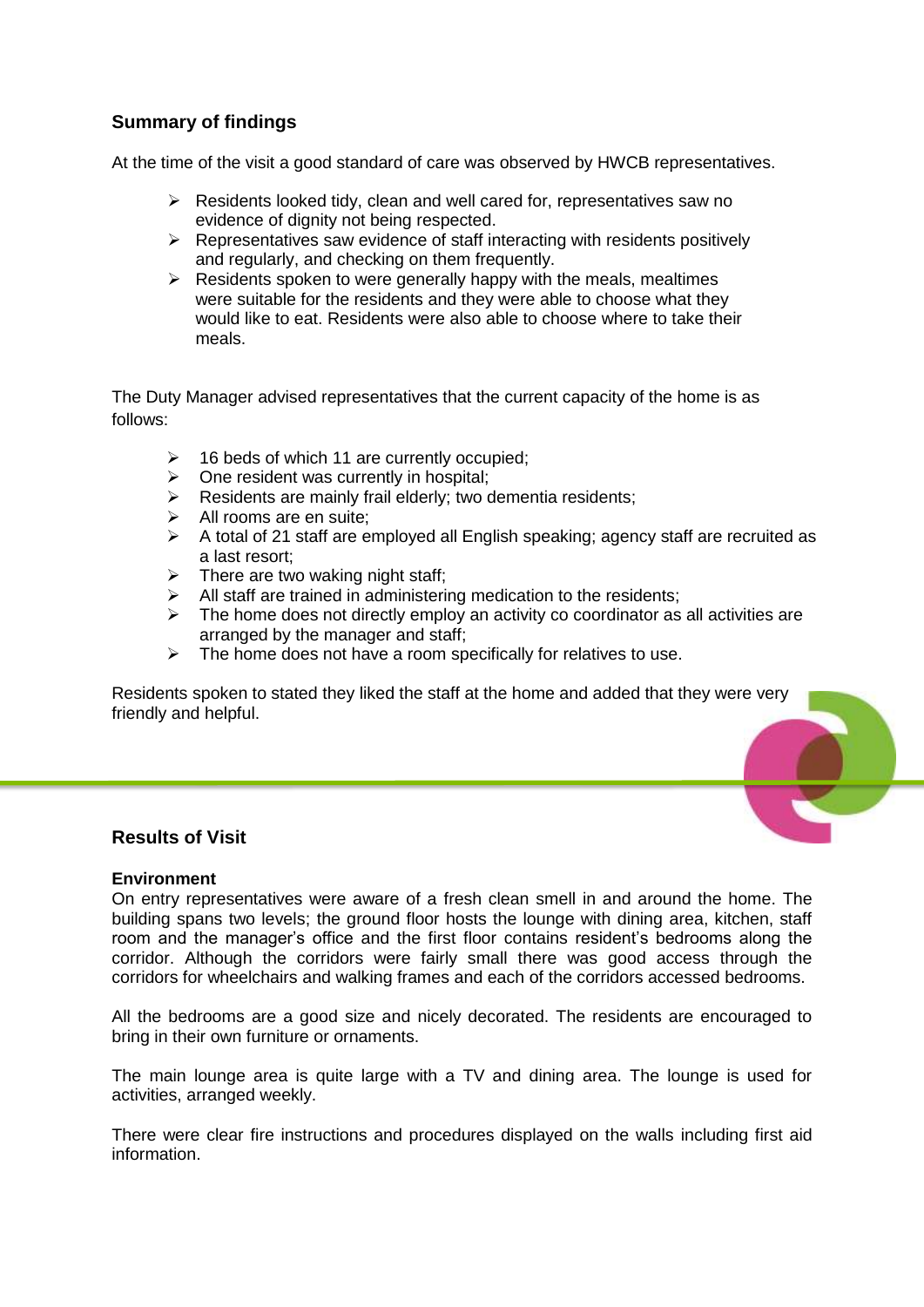## Summary of findings

At the time of the visit a good standard of care was observed by HWCB representatives.

- Residents looked tidy, clean and well cared for, representatives saw no evidence of dignity not being respected.
- Representatives saw evidence of staff interacting with residents positively and regularly, and checking on them frequently.
- Residents spoken to were generally happy with the meals, mealtimes were suitable for the residents and they were able to choose what they would like to eat. Residents were also able to choose where to take their meals.

The Duty Manager advised representatives that the current capacity of the home is as follows:

- 16 beds of which 11 are currently occupied;
- One resident was currently in hospital;
- Residents are mainly frail elderly; two dementia residents;
- All rooms are en suite;
- A total of 21 staff are employed all English speaking; agency staff are recruited as a last resort;
- There are two waking night staff;
- All staff are trained in administering medication to the residents;
- The home does not directly employ an activity co coordinator as all activities are arranged by the manager and staff;
- The home does not have a room specifically for relatives to use.

Residents spoken to stated they liked the staff at the home and added that they were very friendly and helpful.

## Results of Visit

**Environment**

On entry representatives were aware of a fresh clean smell in and around the home. The building spans two levels; the ground floor hosts the lounge with dining area, kitchen, staff room and the manager's office and the first floor contains resident's bedrooms along the corridor. Although the corridors were fairly small there was good access through the corridors for wheelchairs and walking frames and each of the corridors accessed bedrooms.

All the bedrooms are a good size and nicely decorated. The residents are encouraged to bring in their own furniture or ornaments.

The main lounge area is quite large with a TV and dining area. The lounge is used for activities, arranged weekly.

There were clear fire instructions and procedures displayed on the walls including first aid information.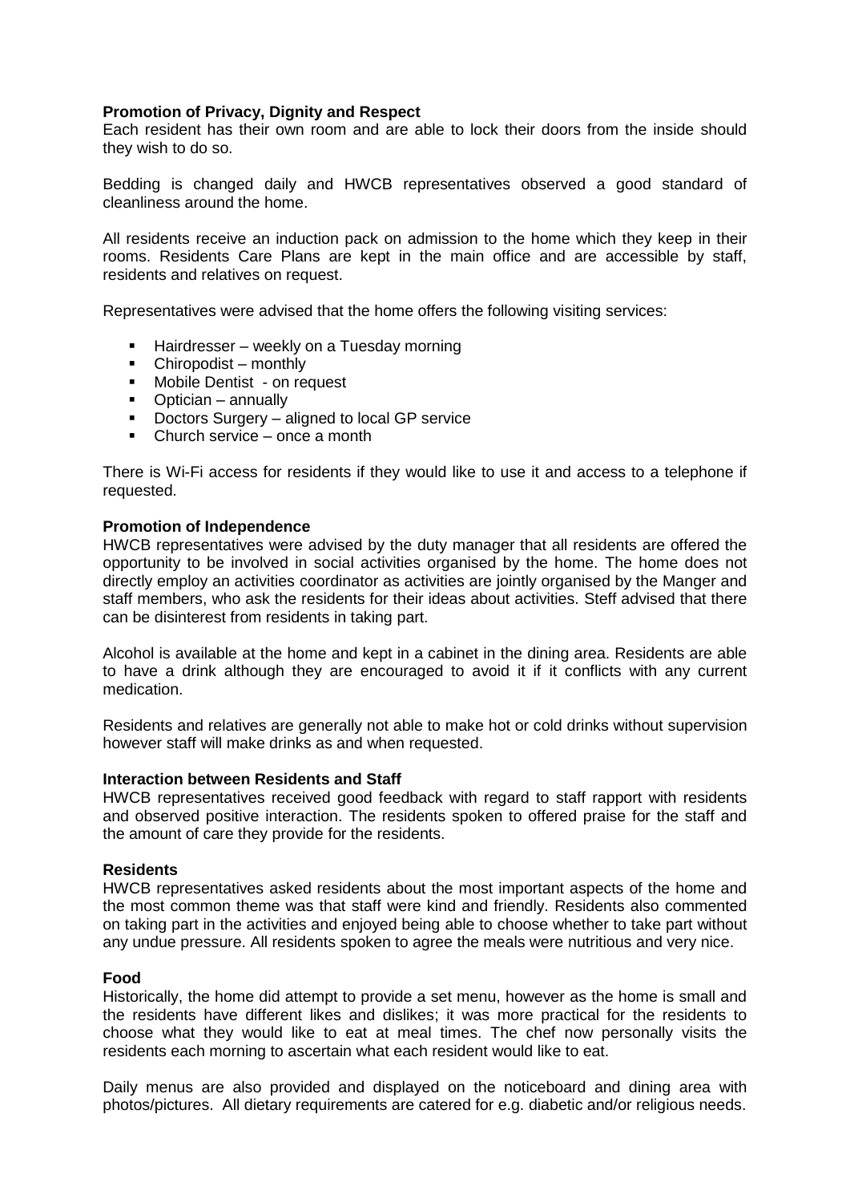**Promotion of Privacy, Dignity and Respect**

Each resident has their own room and are able to lock their doors from the inside should they wish to do so.

Bedding is changed daily and HWCB representatives observed a good standard of cleanliness around the home.

All residents receive an induction pack on admission to the home which they keep in their rooms. Residents Care Plans are kept in the main office and are accessible by staff, residents and relatives on request.

Representatives were advised that the home offers the following visiting services:

- Hairdresser – weekly on a Tuesday morning
- Chiropodist – monthly
- Mobile Dentist - on request
- Optician – annually
- Doctors Surgery – aligned to local GP service
- Church service – once a month

There is Wi-Fi access for residents if they would like to use it and access to a telephone if requested.

**Promotion of Independence**

HWCB representatives were advised by the duty manager that all residents are offered the opportunity to be involved in social activities organised by the home. The home does not directly employ an activities coordinator as activities are jointly organised by the Manger and staff members, who ask the residents for their ideas about activities. Steff advised that there can be disinterest from residents in taking part.

Alcohol is available at the home and kept in a cabinet in the dining area. Residents are able to have a drink although they are encouraged to avoid it if it conflicts with any current medication.

Residents and relatives are generally not able to make hot or cold drinks without supervision however staff will make drinks as and when requested.

**Interaction between Residents and Staff**

HWCB representatives received good feedback with regard to staff rapport with residents and observed positive interaction. The residents spoken to offered praise for the staff and the amount of care they provide for the residents.

**Residents**

HWCB representatives asked residents about the most important aspects of the home and the most common theme was that staff were kind and friendly. Residents also commented on taking part in the activities and enjoyed being able to choose whether to take part without any undue pressure. All residents spoken to agree the meals were nutritious and very nice.

**Food**

Historically, the home did attempt to provide a set menu, however as the home is small and the residents have different likes and dislikes; it was more practical for the residents to choose what they would like to eat at meal times. The chef now personally visits the residents each morning to ascertain what each resident would like to eat.

Daily menus are also provided and displayed on the noticeboard and dining area with photos/pictures. All dietary requirements are catered for e.g. diabetic and/or religious needs.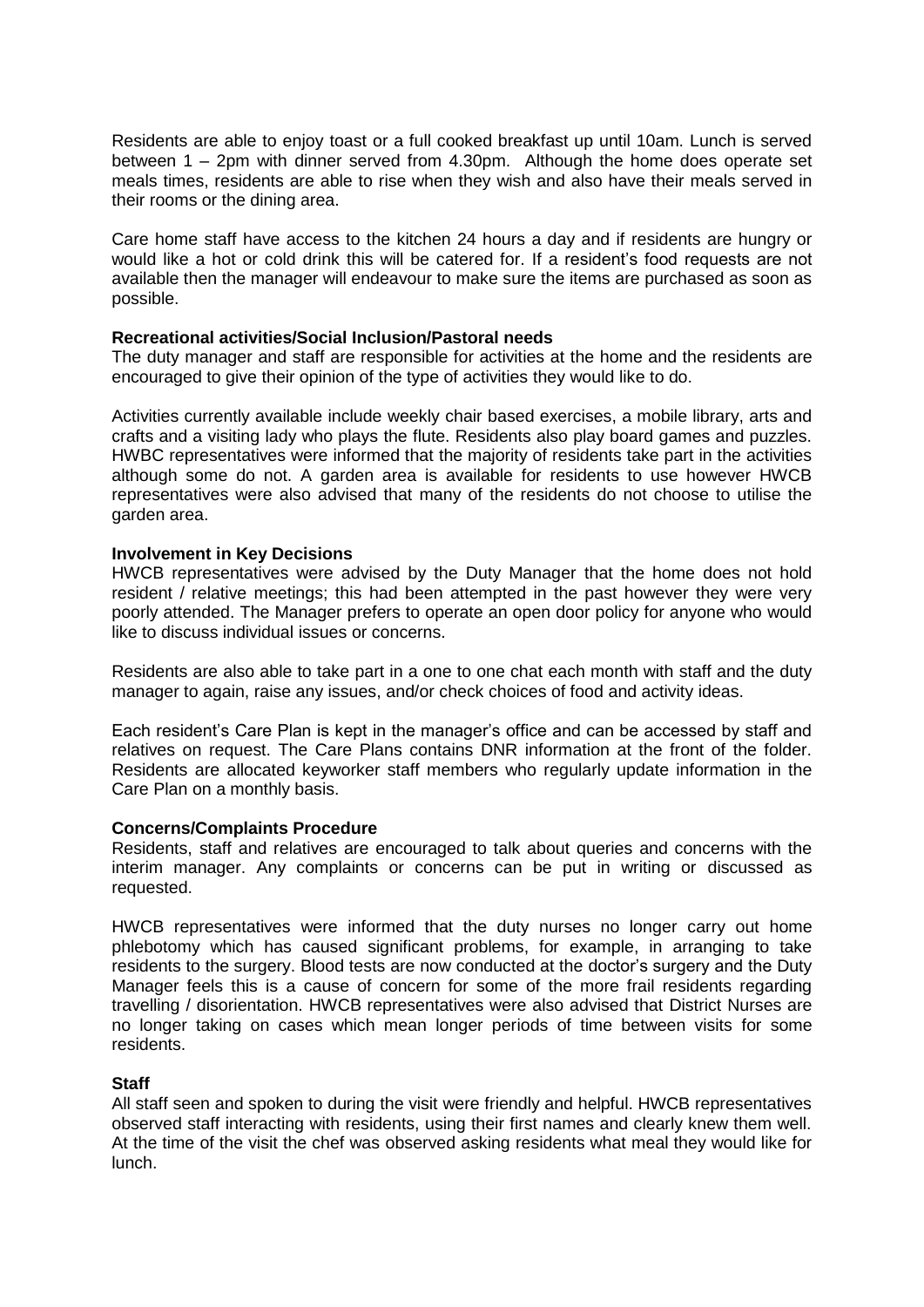Residents are able to enjoy toast or a full cooked breakfast up until 10am. Lunch is served between 1 – 2pm with dinner served from 4.30pm. Although the home does operate set meals times, residents are able to rise when they wish and also have their meals served in their rooms or the dining area.

Care home staff have access to the kitchen 24 hours a day and if residents are hungry or would like a hot or cold drink this will be catered for. If a resident's food requests are not available then the manager will endeavour to make sure the items are purchased as soon as possible.

**Recreational activities/Social Inclusion/Pastoral needs**

The duty manager and staff are responsible for activities at the home and the residents are encouraged to give their opinion of the type of activities they would like to do.

Activities currently available include weekly chair based exercises, a mobile library, arts and crafts and a visiting lady who plays the flute. Residents also play board games and puzzles. HWBC representatives were informed that the majority of residents take part in the activities although some do not. A garden area is available for residents to use however HWCB representatives were also advised that many of the residents do not choose to utilise the garden area.

**Involvement in Key Decisions**

HWCB representatives were advised by the Duty Manager that the home does not hold resident / relative meetings; this had been attempted in the past however they were very poorly attended. The Manager prefers to operate an open door policy for anyone who would like to discuss individual issues or concerns.

Residents are also able to take part in a one to one chat each month with staff and the duty manager to again, raise any issues, and/or check choices of food and activity ideas.

Each resident's Care Plan is kept in the manager's office and can be accessed by staff and relatives on request. The Care Plans contains DNR information at the front of the folder. Residents are allocated keyworker staff members who regularly update information in the Care Plan on a monthly basis.

**Concerns/Complaints Procedure**

Residents, staff and relatives are encouraged to talk about queries and concerns with the interim manager. Any complaints or concerns can be put in writing or discussed as requested.

HWCB representatives were informed that the duty nurses no longer carry out home phlebotomy which has caused significant problems, for example, in arranging to take residents to the surgery. Blood tests are now conducted at the doctor's surgery and the Duty Manager feels this is a cause of concern for some of the more frail residents regarding travelling / disorientation. HWCB representatives were also advised that District Nurses are no longer taking on cases which mean longer periods of time between visits for some residents.

**Staff**

All staff seen and spoken to during the visit were friendly and helpful. HWCB representatives observed staff interacting with residents, using their first names and clearly knew them well. At the time of the visit the chef was observed asking residents what meal they would like for lunch.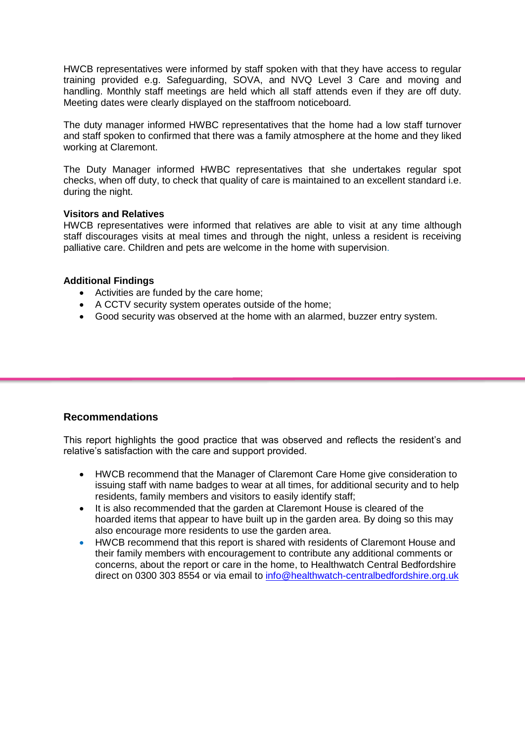HWCB representatives were informed by staff spoken with that they have access to regular training provided e.g. Safeguarding, SOVA, and NVQ Level 3 Care and moving and handling. Monthly staff meetings are held which all staff attends even if they are off duty. Meeting dates were clearly displayed on the staffroom noticeboard.

The duty manager informed HWBC representatives that the home had a low staff turnover and staff spoken to confirmed that there was a family atmosphere at the home and they liked working at Claremont.

The Duty Manager informed HWBC representatives that she undertakes regular spot checks, when off duty, to check that quality of care is maintained to an excellent standard i.e. during the night.

**Visitors and Relatives**

HWCB representatives were informed that relatives are able to visit at any time although staff discourages visits at meal times and through the night, unless a resident is receiving palliative care. Children and pets are welcome in the home with supervision.

**Additional Findings**

- Activities are funded by the care home;
- A CCTV security system operates outside of the home;
- Good security was observed at the home with an alarmed, buzzer entry system.

## Recommendations

This report highlights the good practice that was observed and reflects the resident's and relative's satisfaction with the care and support provided.

- HWCB recommend that the Manager of Claremont Care Home give consideration to issuing staff with name badges to wear at all times, for additional security and to help residents, family members and visitors to easily identify staff;
- It is also recommended that the garden at Claremont House is cleared of the hoarded items that appear to have built up in the garden area. By doing so this may also encourage more residents to use the garden area.
- HWCB recommend that this report is shared with residents of Claremont House and their family members with encouragement to contribute any additional comments or concerns, about the report or care in the home, to Healthwatch Central Bedfordshire direct on 0300 303 8554 or via email to info@healthwatch-centralbedfordshire.org.uk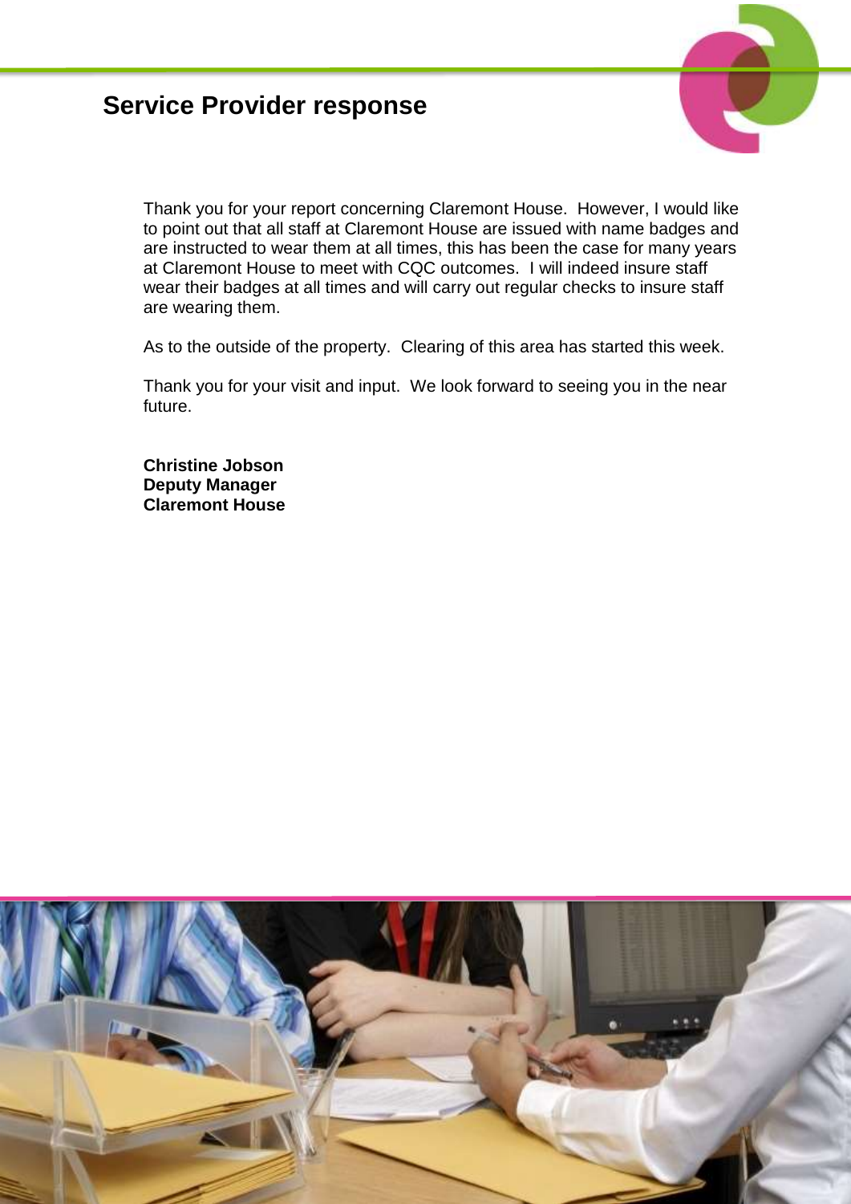## Service Provider response

Thank you for your report concerning Claremont House. However, I would like to point out that all staff at Claremont House are issued with name badges and are instructed to wear them at all times, this has been the case for many years at Claremont House to meet with CQC outcomes. I will indeed insure staff wear their badges at all times and will carry out regular checks to insure staff are wearing them.

As to the outside of the property. Clearing of this area has started this week.

Thank you for your visit and input. We look forward to seeing you in the near future.

**Christine Jobson**
**Deputy Manager**
**Claremont House**